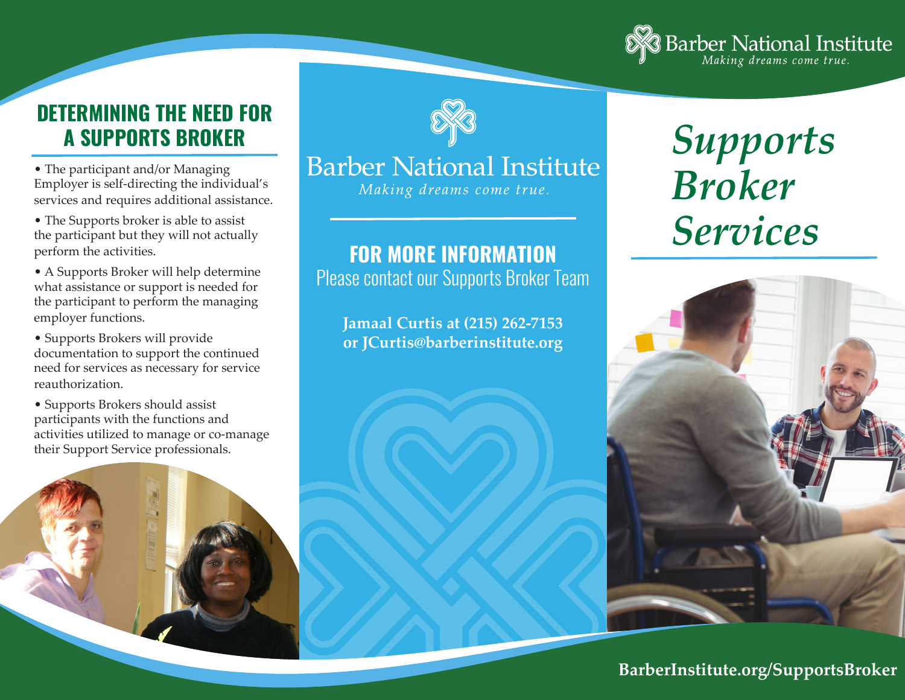Barber National Institute
*Making dreams come true.*

# *Supports Broker Services*

## DETERMINING THE NEED FOR A SUPPORTS BROKER

- The participant and/or Managing Employer is self-directing the individual's services and requires additional assistance.
- The Supports broker is able to assist the participant but they will not actually perform the activities.
- A Supports Broker will help determine what assistance or support is needed for the participant to perform the managing employer functions.
- Supports Brokers will provide documentation to support the continued need for services as necessary for service reauthorization.
- Supports Brokers should assist participants with the functions and activities utilized to manage or co-manage their Support Service professionals.

Barber National Institute
*Making dreams come true.*

## FOR MORE INFORMATION

Please contact our Supports Broker Team

**Jamaal Curtis at (215) 262-7153**
**or JCurtis@barberinstitute.org**

**BarberInstitute.org/SupportsBroker**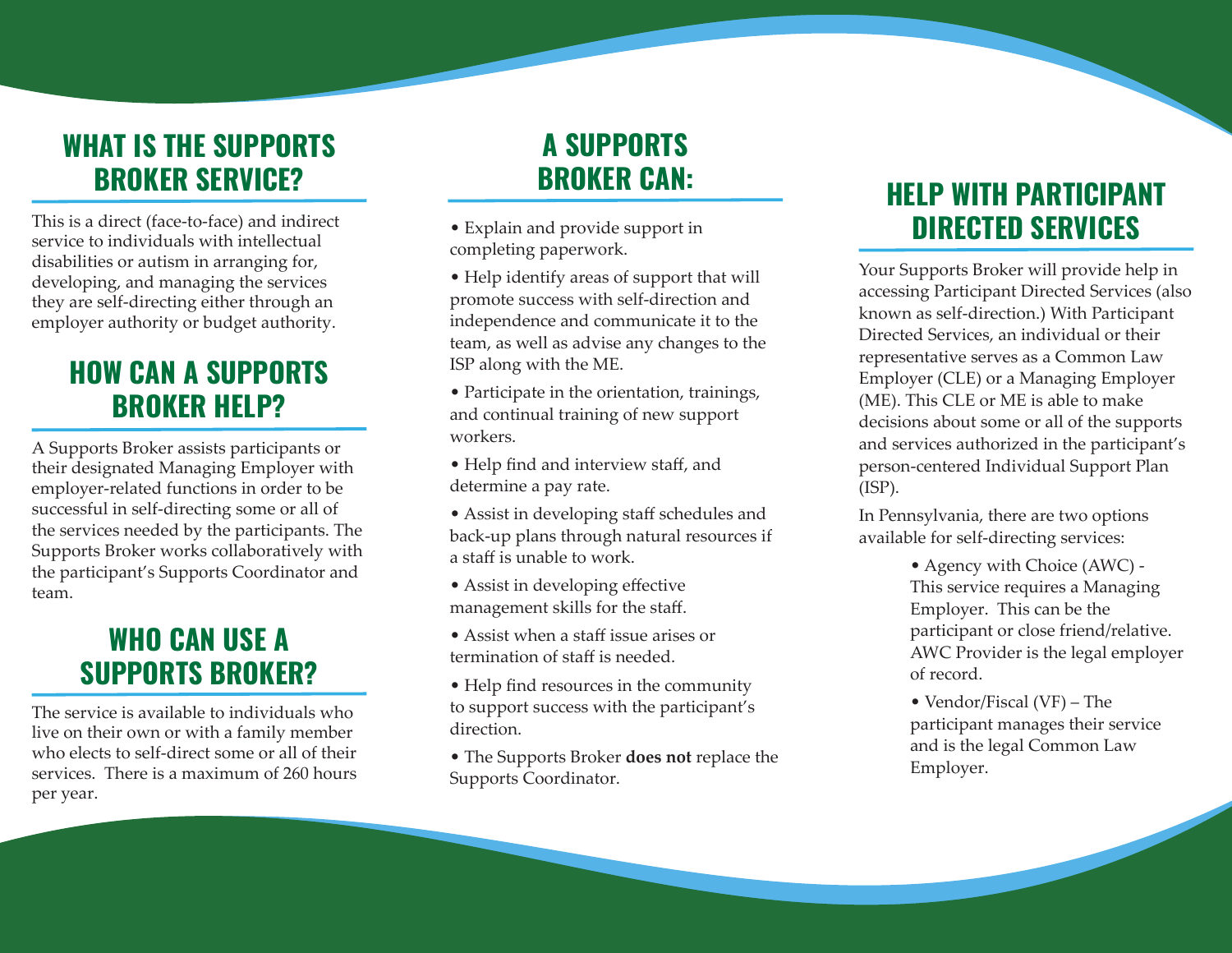## WHAT IS THE SUPPORTS BROKER SERVICE?

This is a direct (face-to-face) and indirect service to individuals with intellectual disabilities or autism in arranging for, developing, and managing the services they are self-directing either through an employer authority or budget authority.

## HOW CAN A SUPPORTS BROKER HELP?

A Supports Broker assists participants or their designated Managing Employer with employer-related functions in order to be successful in self-directing some or all of the services needed by the participants. The Supports Broker works collaboratively with the participant's Supports Coordinator and team.

## WHO CAN USE A SUPPORTS BROKER?

The service is available to individuals who live on their own or with a family member who elects to self-direct some or all of their services. There is a maximum of 260 hours per year.

## A SUPPORTS BROKER CAN:

- Explain and provide support in completing paperwork.
- Help identify areas of support that will promote success with self-direction and independence and communicate it to the team, as well as advise any changes to the ISP along with the ME.
- Participate in the orientation, trainings, and continual training of new support workers.
- Help find and interview staff, and determine a pay rate.
- Assist in developing staff schedules and back-up plans through natural resources if a staff is unable to work.
- Assist in developing effective management skills for the staff.
- Assist when a staff issue arises or termination of staff is needed.
- Help find resources in the community to support success with the participant's direction.
- The Supports Broker **does not** replace the Supports Coordinator.

## HELP WITH PARTICIPANT DIRECTED SERVICES

Your Supports Broker will provide help in accessing Participant Directed Services (also known as self-direction.) With Participant Directed Services, an individual or their representative serves as a Common Law Employer (CLE) or a Managing Employer (ME). This CLE or ME is able to make decisions about some or all of the supports and services authorized in the participant's person-centered Individual Support Plan (ISP).

In Pennsylvania, there are two options available for self-directing services:

- Agency with Choice (AWC) - This service requires a Managing Employer. This can be the participant or close friend/relative. AWC Provider is the legal employer of record.
- Vendor/Fiscal (VF) – The participant manages their service and is the legal Common Law Employer.